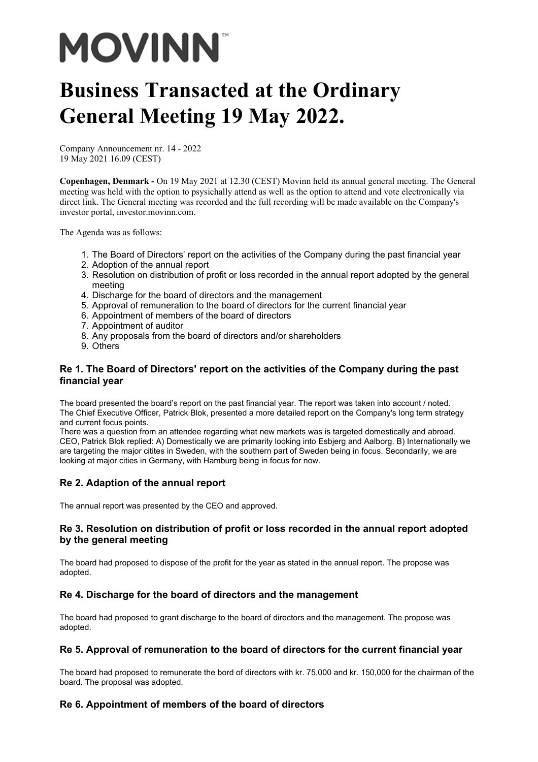# MOVINN™

# Business Transacted at the Ordinary General Meeting 19 May 2022.

Company Announcement nr. 14 - 2022
19 May 2021 16.09 (CEST)

**Copenhagen, Denmark -** On 19 May 2021 at 12.30 (CEST) Movinn held its annual general meeting. The General meeting was held with the option to psysichally attend as well as the option to attend and vote electronically via direct link. The General meeting was recorded and the full recording will be made available on the Company's investor portal, investor.movinn.com.

The Agenda was as follows:

1. The Board of Directors' report on the activities of the Company during the past financial year
2. Adoption of the annual report
3. Resolution on distribution of profit or loss recorded in the annual report adopted by the general meeting
4. Discharge for the board of directors and the management
5. Approval of remuneration to the board of directors for the current financial year
6. Appointment of members of the board of directors
7. Appointment of auditor
8. Any proposals from the board of directors and/or shareholders
9. Others

### Re 1. The Board of Directors' report on the activities of the Company during the past financial year

The board presented the board's report on the past financial year. The report was taken into account / noted.
The Chief Executive Officer, Patrick Blok, presented a more detailed report on the Company's long term strategy and current focus points.
There was a question from an attendee regarding what new markets was is targeted domestically and abroad.
CEO, Patrick Blok replied: A) Domestically we are primarity looking into Esbjerg and Aalborg. B) Internationally we are targeting the major citites in Sweden, with the southern part of Sweden being in focus. Secondarily, we are looking at major cities in Germany, with Hamburg being in focus for now.

### Re 2. Adaption of the annual report

The annual report was presented by the CEO and approved.

### Re 3. Resolution on distribution of profit or loss recorded in the annual report adopted by the general meeting

The board had proposed to dispose of the profit for the year as stated in the annual report. The propose was adopted.

### Re 4. Discharge for the board of directors and the management

The board had proposed to grant discharge to the board of directors and the management. The propose was adopted.

### Re 5. Approval of remuneration to the board of directors for the current financial year

The board had proposed to remunerate the bord of directors with kr. 75,000 and kr. 150,000 for the chairman of the board. The proposal was adopted.

### Re 6. Appointment of members of the board of directors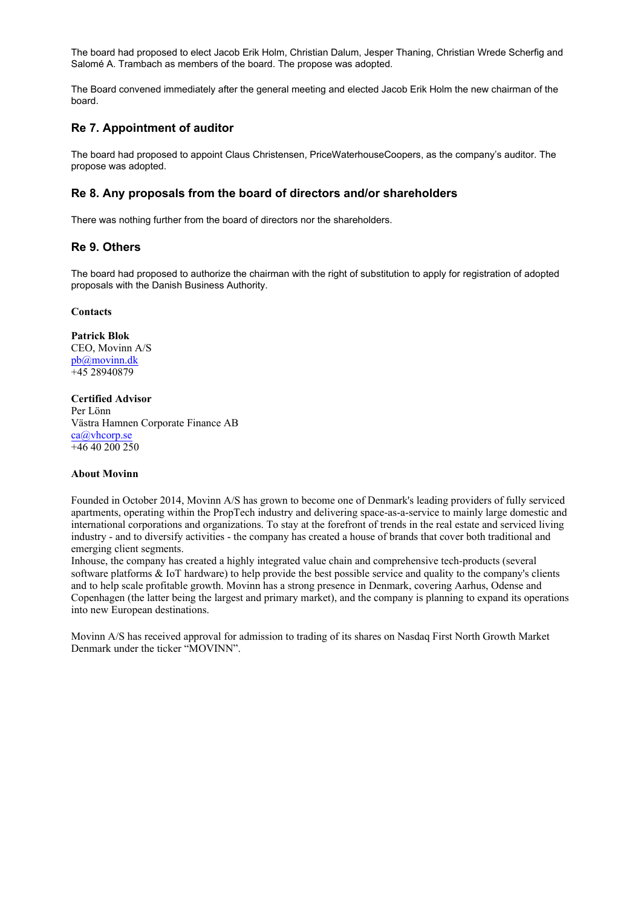The board had proposed to elect Jacob Erik Holm, Christian Dalum, Jesper Thaning, Christian Wrede Scherfig and Salomé A. Trambach as members of the board. The propose was adopted.

The Board convened immediately after the general meeting and elected Jacob Erik Holm the new chairman of the board.

## Re 7. Appointment of auditor

The board had proposed to appoint Claus Christensen, PriceWaterhouseCoopers, as the company's auditor. The propose was adopted.

## Re 8. Any proposals from the board of directors and/or shareholders

There was nothing further from the board of directors nor the shareholders.

## Re 9. Others

The board had proposed to authorize the chairman with the right of substitution to apply for registration of adopted proposals with the Danish Business Authority.

**Contacts**

**Patrick Blok**
CEO, Movinn A/S
pb@movinn.dk
+45 28940879

**Certified Advisor**
Per Lönn
Västra Hamnen Corporate Finance AB
ca@vhcorp.se
+46 40 200 250

**About Movinn**

Founded in October 2014, Movinn A/S has grown to become one of Denmark's leading providers of fully serviced apartments, operating within the PropTech industry and delivering space-as-a-service to mainly large domestic and international corporations and organizations. To stay at the forefront of trends in the real estate and serviced living industry - and to diversify activities - the company has created a house of brands that cover both traditional and emerging client segments.
Inhouse, the company has created a highly integrated value chain and comprehensive tech-products (several software platforms & IoT hardware) to help provide the best possible service and quality to the company's clients and to help scale profitable growth. Movinn has a strong presence in Denmark, covering Aarhus, Odense and Copenhagen (the latter being the largest and primary market), and the company is planning to expand its operations into new European destinations.

Movinn A/S has received approval for admission to trading of its shares on Nasdaq First North Growth Market Denmark under the ticker "MOVINN".